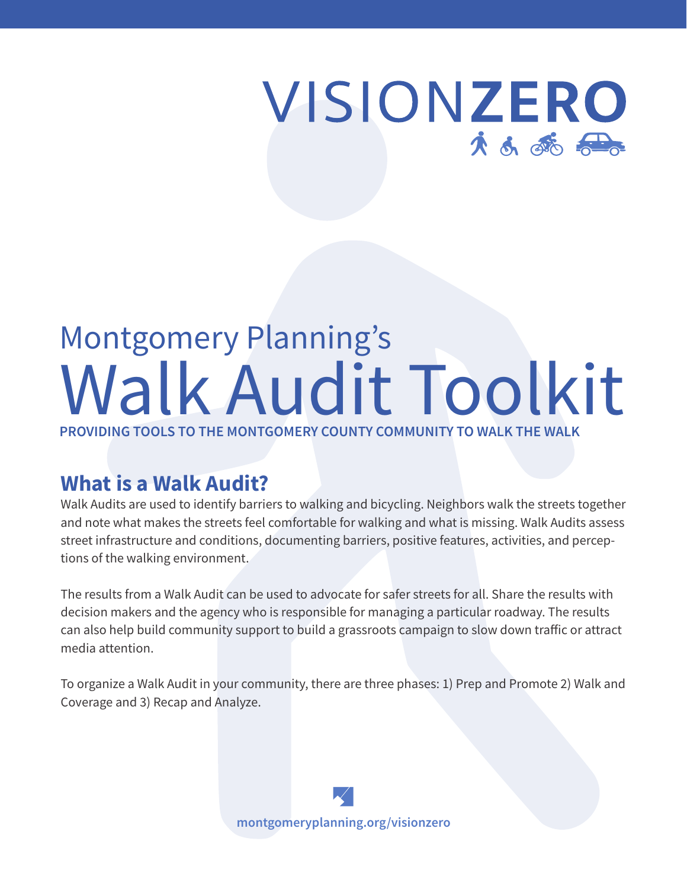VISIONZERO

Montgomery Planning's

# Walk Audit Toolkit

**PROVIDING TOOLS TO THE MONTGOMERY COUNTY COMMUNITY TO WALK THE WALK**

## What is a Walk Audit?

Walk Audits are used to identify barriers to walking and bicycling. Neighbors walk the streets together and note what makes the streets feel comfortable for walking and what is missing. Walk Audits assess street infrastructure and conditions, documenting barriers, positive features, activities, and perceptions of the walking environment.

The results from a Walk Audit can be used to advocate for safer streets for all. Share the results with decision makers and the agency who is responsible for managing a particular roadway. The results can also help build community support to build a grassroots campaign to slow down traffic or attract media attention.

To organize a Walk Audit in your community, there are three phases: 1) Prep and Promote 2) Walk and Coverage and 3) Recap and Analyze.

montgomeryplanning.org/visionzero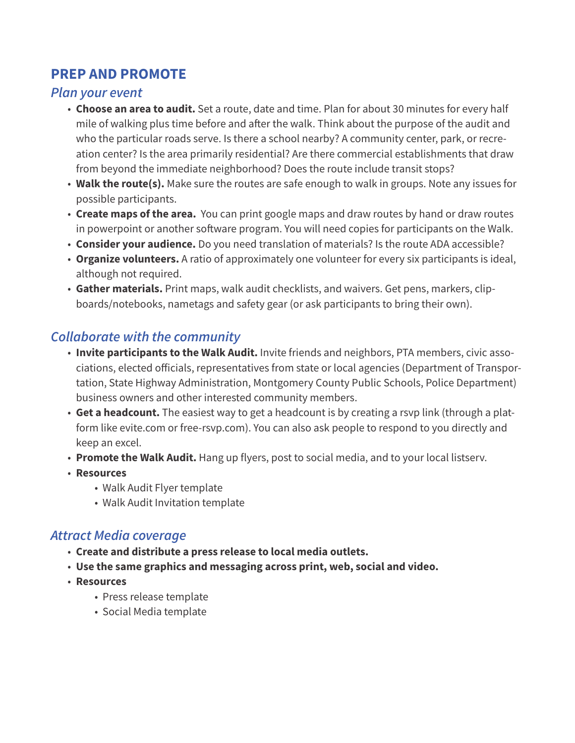## PREP AND PROMOTE

### *Plan your event*

- **Choose an area to audit.** Set a route, date and time. Plan for about 30 minutes for every half mile of walking plus time before and after the walk. Think about the purpose of the audit and who the particular roads serve. Is there a school nearby? A community center, park, or recreation center? Is the area primarily residential? Are there commercial establishments that draw from beyond the immediate neighborhood? Does the route include transit stops?
- **Walk the route(s).** Make sure the routes are safe enough to walk in groups. Note any issues for possible participants.
- **Create maps of the area.** You can print google maps and draw routes by hand or draw routes in powerpoint or another software program. You will need copies for participants on the Walk.
- **Consider your audience.** Do you need translation of materials? Is the route ADA accessible?
- **Organize volunteers.** A ratio of approximately one volunteer for every six participants is ideal, although not required.
- **Gather materials.** Print maps, walk audit checklists, and waivers. Get pens, markers, clipboards/notebooks, nametags and safety gear (or ask participants to bring their own).

### *Collaborate with the community*

- **Invite participants to the Walk Audit.** Invite friends and neighbors, PTA members, civic associations, elected officials, representatives from state or local agencies (Department of Transportation, State Highway Administration, Montgomery County Public Schools, Police Department) business owners and other interested community members.
- **Get a headcount.** The easiest way to get a headcount is by creating a rsvp link (through a platform like evite.com or free-rsvp.com). You can also ask people to respond to you directly and keep an excel.
- **Promote the Walk Audit.** Hang up flyers, post to social media, and to your local listserv.
- **Resources**
  - Walk Audit Flyer template
  - Walk Audit Invitation template

### *Attract Media coverage*

- **Create and distribute a press release to local media outlets.**
- **Use the same graphics and messaging across print, web, social and video.**
- **Resources**
  - Press release template
  - Social Media template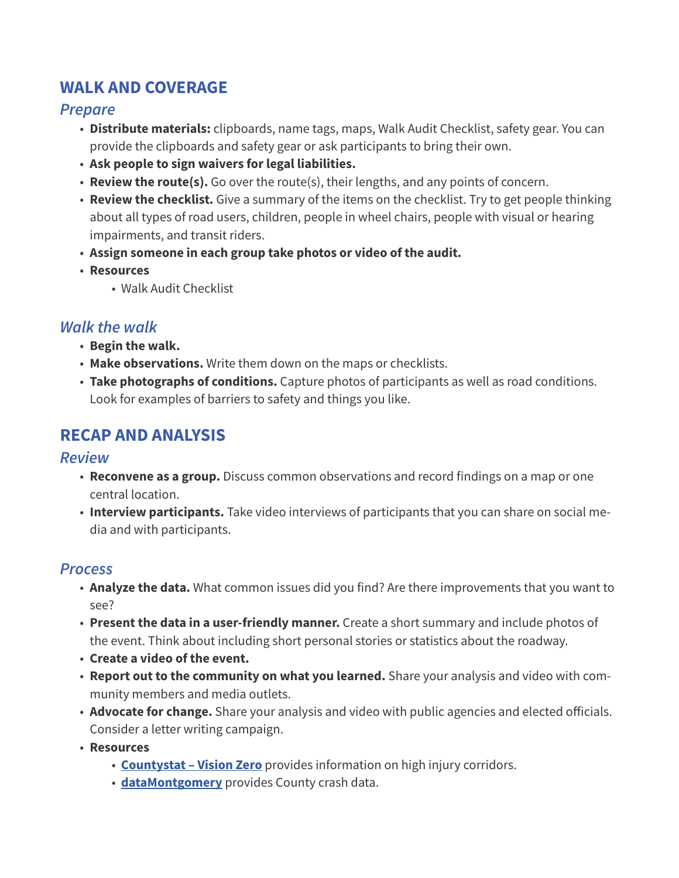## WALK AND COVERAGE

### *Prepare*

- **Distribute materials:** clipboards, name tags, maps, Walk Audit Checklist, safety gear. You can provide the clipboards and safety gear or ask participants to bring their own.
- **Ask people to sign waivers for legal liabilities.**
- **Review the route(s).** Go over the route(s), their lengths, and any points of concern.
- **Review the checklist.** Give a summary of the items on the checklist. Try to get people thinking about all types of road users, children, people in wheel chairs, people with visual or hearing impairments, and transit riders.
- **Assign someone in each group take photos or video of the audit.**
- **Resources**
  - Walk Audit Checklist

### *Walk the walk*

- **Begin the walk.**
- **Make observations.** Write them down on the maps or checklists.
- **Take photographs of conditions.** Capture photos of participants as well as road conditions. Look for examples of barriers to safety and things you like.

## RECAP AND ANALYSIS

### *Review*

- **Reconvene as a group.** Discuss common observations and record findings on a map or one central location.
- **Interview participants.** Take video interviews of participants that you can share on social media and with participants.

### *Process*

- **Analyze the data.** What common issues did you find? Are there improvements that you want to see?
- **Present the data in a user-friendly manner.** Create a short summary and include photos of the event. Think about including short personal stories or statistics about the roadway.
- **Create a video of the event.**
- **Report out to the community on what you learned.** Share your analysis and video with community members and media outlets.
- **Advocate for change.** Share your analysis and video with public agencies and elected officials. Consider a letter writing campaign.
- **Resources**
  - **Countystat – Vision Zero** provides information on high injury corridors.
  - **dataMontgomery** provides County crash data.